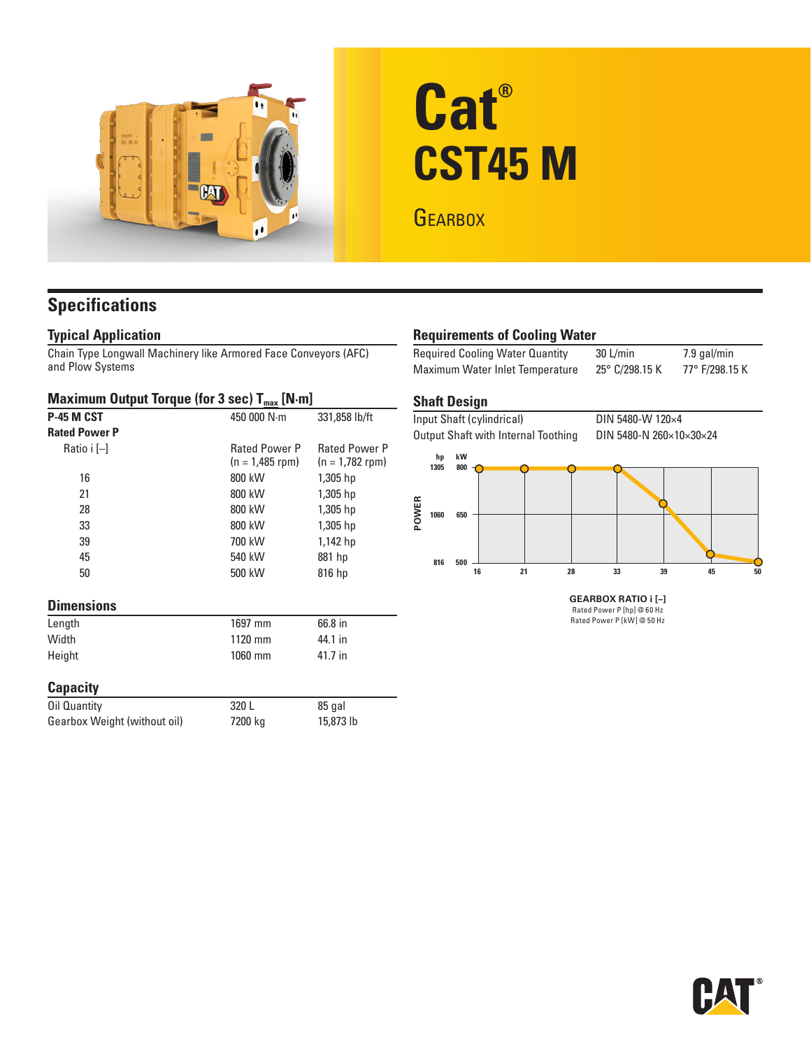# Cat® CST45 M

## Gearbox

## Specifications

### Typical Application

Chain Type Longwall Machinery like Armored Face Conveyors (AFC) and Plow Systems

### Maximum Output Torque (for 3 sec) $T_{max}$ [N·m]

| **P-45 M CST** | 450 000 N·m | 331,858 lb/ft |
|---|---|---|
| **Rated Power P** | | |
| Ratio i [–] | Rated Power P (n = 1,485 rpm) | Rated Power P (n = 1,782 rpm) |
| 16 | 800 kW | 1,305 hp |
| 21 | 800 kW | 1,305 hp |
| 28 | 800 kW | 1,305 hp |
| 33 | 800 kW | 1,305 hp |
| 39 | 700 kW | 1,142 hp |
| 45 | 540 kW | 881 hp |
| 50 | 500 kW | 816 hp |

### Dimensions

| | | |
|---|---|---|
| Length | 1697 mm | 66.8 in |
| Width | 1120 mm | 44.1 in |
| Height | 1060 mm | 41.7 in |

### Capacity

| | | |
|---|---|---|
| Oil Quantity | 320 L | 85 gal |
| Gearbox Weight (without oil) | 7200 kg | 15,873 lb |

### Requirements of Cooling Water

| | | |
|---|---|---|
| Required Cooling Water Quantity | 30 L/min | 7.9 gal/min |
| Maximum Water Inlet Temperature | 25° C/298.15 K | 77° F/298.15 K |

### Shaft Design

| | |
|---|---|
| Input Shaft (cylindrical) | DIN 5480-W 120×4 |
| Output Shaft with Internal Toothing | DIN 5480-N 260×10×30×24 |

GEARBOX RATIO i [–]
Rated Power P [hp] @ 60 Hz
Rated Power P [kW] @ 50 Hz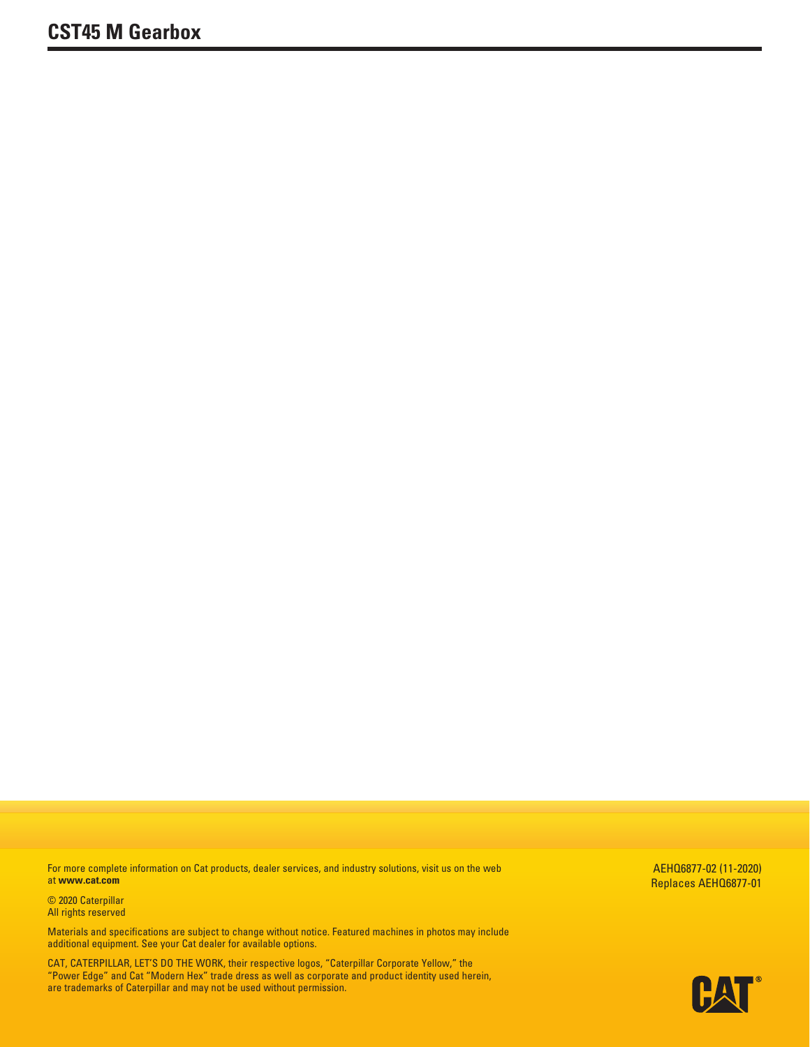For more complete information on Cat products, dealer services, and industry solutions, visit us on the web at **www.cat.com**

© 2020 Caterpillar
All rights reserved

Materials and specifications are subject to change without notice. Featured machines in photos may include additional equipment. See your Cat dealer for available options.

CAT, CATERPILLAR, LET'S DO THE WORK, their respective logos, "Caterpillar Corporate Yellow," the "Power Edge" and Cat "Modern Hex" trade dress as well as corporate and product identity used herein, are trademarks of Caterpillar and may not be used without permission.

AEHQ6877-02 (11-2020)
Replaces AEHQ6877-01